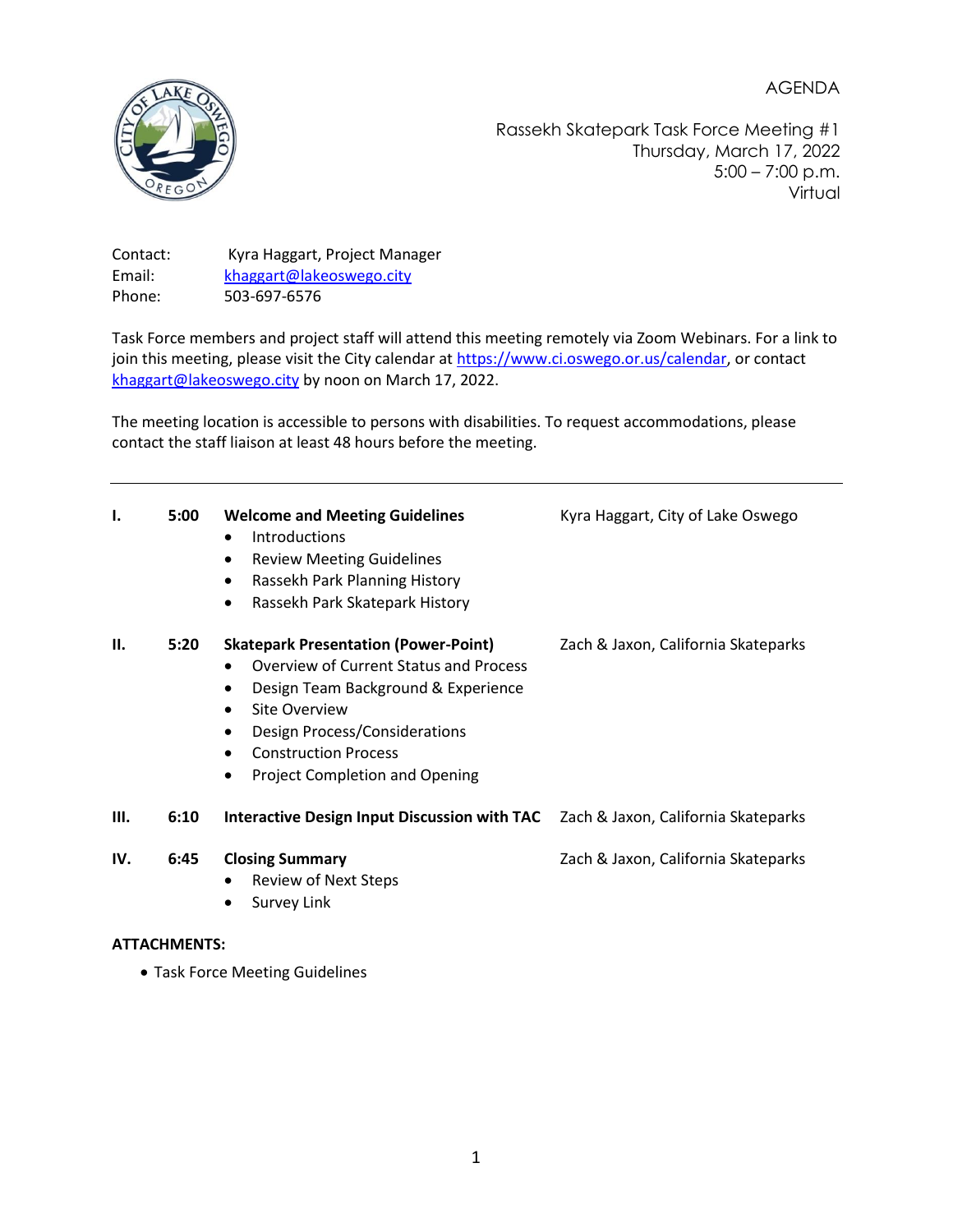AGENDA

Rassekh Skatepark Task Force Meeting #1
Thursday, March 17, 2022
5:00 – 7:00 p.m.
Virtual

Contact: Kyra Haggart, Project Manager
Email: khaggart@lakeoswego.city
Phone: 503-697-6576

Task Force members and project staff will attend this meeting remotely via Zoom Webinars. For a link to join this meeting, please visit the City calendar at https://www.ci.oswego.or.us/calendar, or contact khaggart@lakeoswego.city by noon on March 17, 2022.

The meeting location is accessible to persons with disabilities. To request accommodations, please contact the staff liaison at least 48 hours before the meeting.

---

**I. 5:00 Welcome and Meeting Guidelines** — Kyra Haggart, City of Lake Oswego

- Introductions
- Review Meeting Guidelines
- Rassekh Park Planning History
- Rassekh Park Skatepark History

**II. 5:20 Skatepark Presentation (Power-Point)** — Zach & Jaxon, California Skateparks

- Overview of Current Status and Process
- Design Team Background & Experience
- Site Overview
- Design Process/Considerations
- Construction Process
- Project Completion and Opening

**III. 6:10 Interactive Design Input Discussion with TAC** — Zach & Jaxon, California Skateparks

**IV. 6:45 Closing Summary** — Zach & Jaxon, California Skateparks

- Review of Next Steps
- Survey Link

**ATTACHMENTS:**

- Task Force Meeting Guidelines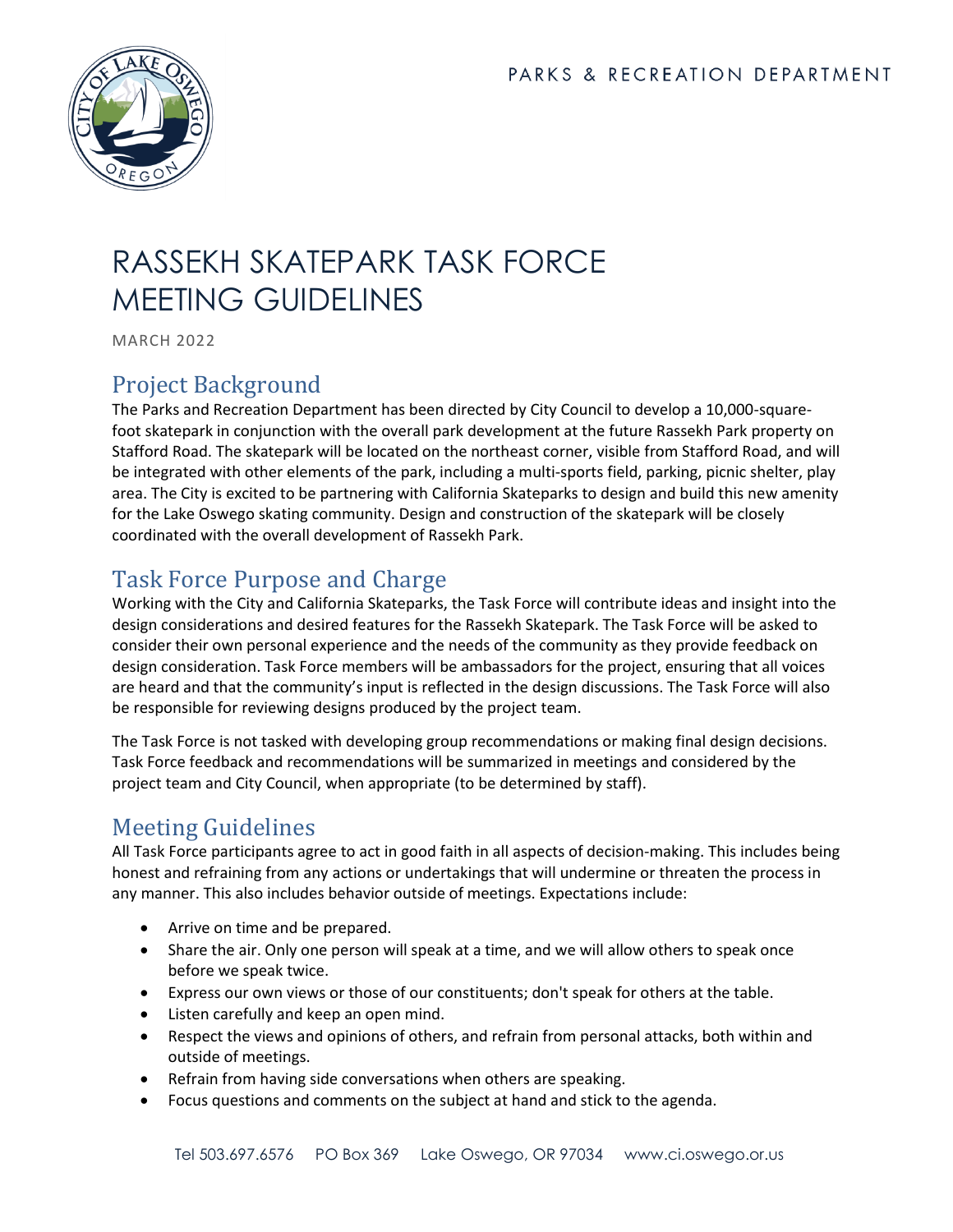PARKS & RECREATION DEPARTMENT

# RASSEKH SKATEPARK TASK FORCE MEETING GUIDELINES

MARCH 2022

## Project Background

The Parks and Recreation Department has been directed by City Council to develop a 10,000-square-foot skatepark in conjunction with the overall park development at the future Rassekh Park property on Stafford Road. The skatepark will be located on the northeast corner, visible from Stafford Road, and will be integrated with other elements of the park, including a multi-sports field, parking, picnic shelter, play area. The City is excited to be partnering with California Skateparks to design and build this new amenity for the Lake Oswego skating community. Design and construction of the skatepark will be closely coordinated with the overall development of Rassekh Park.

## Task Force Purpose and Charge

Working with the City and California Skateparks, the Task Force will contribute ideas and insight into the design considerations and desired features for the Rassekh Skatepark. The Task Force will be asked to consider their own personal experience and the needs of the community as they provide feedback on design consideration. Task Force members will be ambassadors for the project, ensuring that all voices are heard and that the community's input is reflected in the design discussions. The Task Force will also be responsible for reviewing designs produced by the project team.

The Task Force is not tasked with developing group recommendations or making final design decisions. Task Force feedback and recommendations will be summarized in meetings and considered by the project team and City Council, when appropriate (to be determined by staff).

## Meeting Guidelines

All Task Force participants agree to act in good faith in all aspects of decision-making. This includes being honest and refraining from any actions or undertakings that will undermine or threaten the process in any manner. This also includes behavior outside of meetings. Expectations include:

- Arrive on time and be prepared.
- Share the air. Only one person will speak at a time, and we will allow others to speak once before we speak twice.
- Express our own views or those of our constituents; don't speak for others at the table.
- Listen carefully and keep an open mind.
- Respect the views and opinions of others, and refrain from personal attacks, both within and outside of meetings.
- Refrain from having side conversations when others are speaking.
- Focus questions and comments on the subject at hand and stick to the agenda.

Tel 503.697.6576 PO Box 369 Lake Oswego, OR 97034 www.ci.oswego.or.us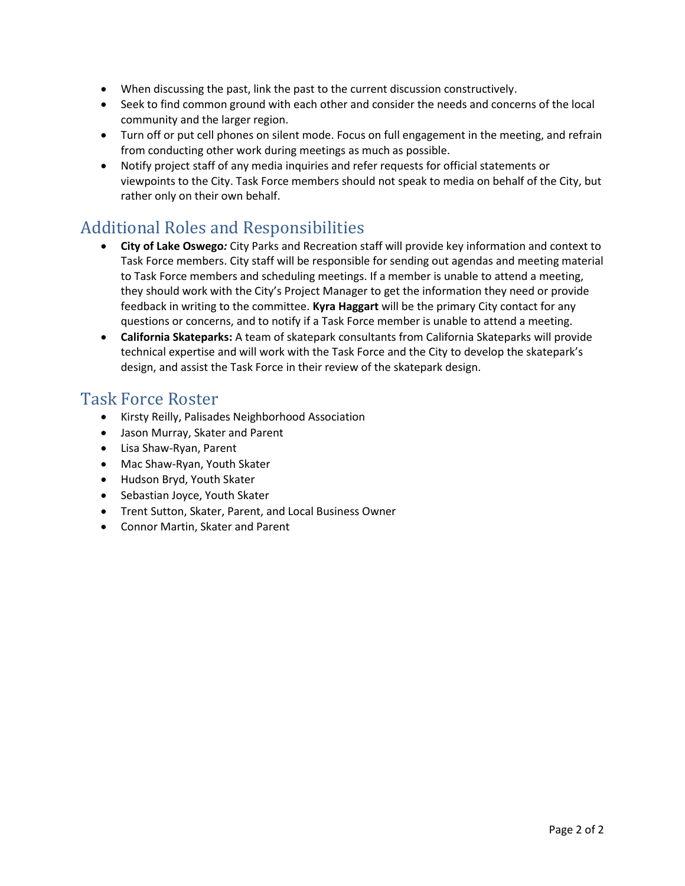- When discussing the past, link the past to the current discussion constructively.
- Seek to find common ground with each other and consider the needs and concerns of the local community and the larger region.
- Turn off or put cell phones on silent mode. Focus on full engagement in the meeting, and refrain from conducting other work during meetings as much as possible.
- Notify project staff of any media inquiries and refer requests for official statements or viewpoints to the City. Task Force members should not speak to media on behalf of the City, but rather only on their own behalf.

## Additional Roles and Responsibilities

- **City of Lake Oswego***:* City Parks and Recreation staff will provide key information and context to Task Force members. City staff will be responsible for sending out agendas and meeting material to Task Force members and scheduling meetings. If a member is unable to attend a meeting, they should work with the City's Project Manager to get the information they need or provide feedback in writing to the committee. **Kyra Haggart** will be the primary City contact for any questions or concerns, and to notify if a Task Force member is unable to attend a meeting.
- **California Skateparks:** A team of skatepark consultants from California Skateparks will provide technical expertise and will work with the Task Force and the City to develop the skatepark's design, and assist the Task Force in their review of the skatepark design.

## Task Force Roster

- Kirsty Reilly, Palisades Neighborhood Association
- Jason Murray, Skater and Parent
- Lisa Shaw-Ryan, Parent
- Mac Shaw-Ryan, Youth Skater
- Hudson Bryd, Youth Skater
- Sebastian Joyce, Youth Skater
- Trent Sutton, Skater, Parent, and Local Business Owner
- Connor Martin, Skater and Parent